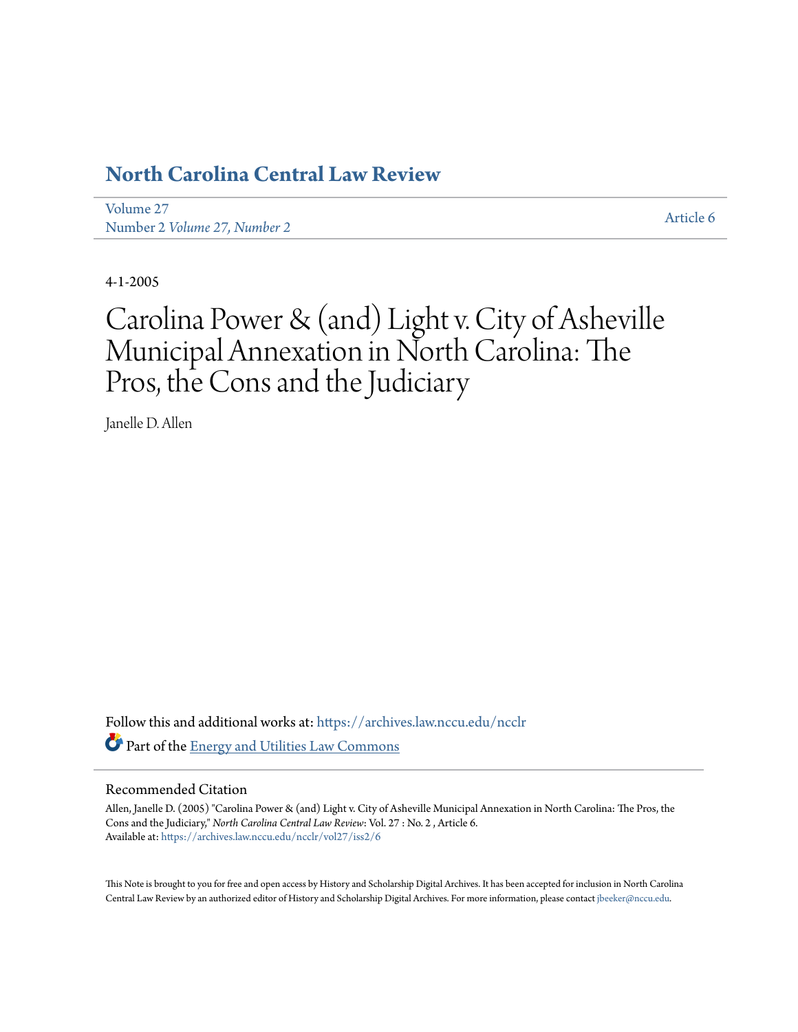# North Carolina Central Law Review

Volume 27
Number 2 *Volume 27, Number 2*

Article 6

4-1-2005

# Carolina Power & (and) Light v. City of Asheville Municipal Annexation in North Carolina: The Pros, the Cons and the Judiciary

Janelle D. Allen

Follow this and additional works at: https://archives.law.nccu.edu/ncclr

Part of the Energy and Utilities Law Commons

## Recommended Citation

Allen, Janelle D. (2005) "Carolina Power & (and) Light v. City of Asheville Municipal Annexation in North Carolina: The Pros, the Cons and the Judiciary," *North Carolina Central Law Review*: Vol. 27 : No. 2 , Article 6.
Available at: https://archives.law.nccu.edu/ncclr/vol27/iss2/6

This Note is brought to you for free and open access by History and Scholarship Digital Archives. It has been accepted for inclusion in North Carolina Central Law Review by an authorized editor of History and Scholarship Digital Archives. For more information, please contact jbeeker@nccu.edu.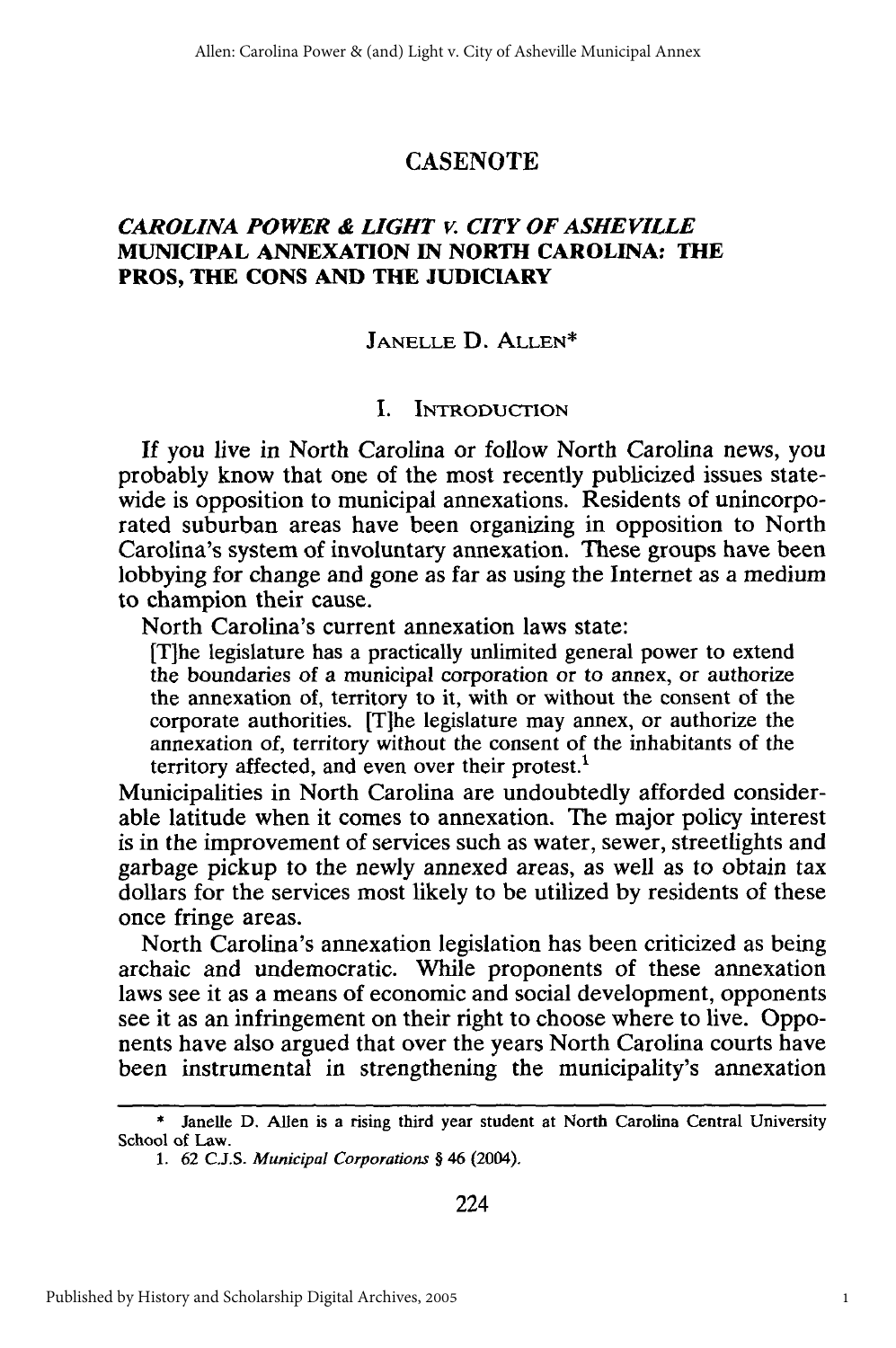## CASENOTE

### *CAROLINA POWER & LIGHT V. CITY OF ASHEVILLE* MUNICIPAL ANNEXATION IN NORTH CAROLINA: THE PROS, THE CONS AND THE JUDICIARY

JANELLE D. ALLEN*

#### I. INTRODUCTION

If you live in North Carolina or follow North Carolina news, you probably know that one of the most recently publicized issues statewide is opposition to municipal annexations. Residents of unincorporated suburban areas have been organizing in opposition to North Carolina's system of involuntary annexation. These groups have been lobbying for change and gone as far as using the Internet as a medium to champion their cause.

North Carolina's current annexation laws state:

> [T]he legislature has a practically unlimited general power to extend the boundaries of a municipal corporation or to annex, or authorize the annexation of, territory to it, with or without the consent of the corporate authorities. [T]he legislature may annex, or authorize the annexation of, territory without the consent of the inhabitants of the territory affected, and even over their protest.[1]

Municipalities in North Carolina are undoubtedly afforded considerable latitude when it comes to annexation. The major policy interest is in the improvement of services such as water, sewer, streetlights and garbage pickup to the newly annexed areas, as well as to obtain tax dollars for the services most likely to be utilized by residents of these once fringe areas.

North Carolina's annexation legislation has been criticized as being archaic and undemocratic. While proponents of these annexation laws see it as a means of economic and social development, opponents see it as an infringement on their right to choose where to live. Opponents have also argued that over the years North Carolina courts have been instrumental in strengthening the municipality's annexation

---

\* Janelle D. Allen is a rising third year student at North Carolina Central University School of Law.

1. 62 C.J.S. *Municipal Corporations* § 46 (2004).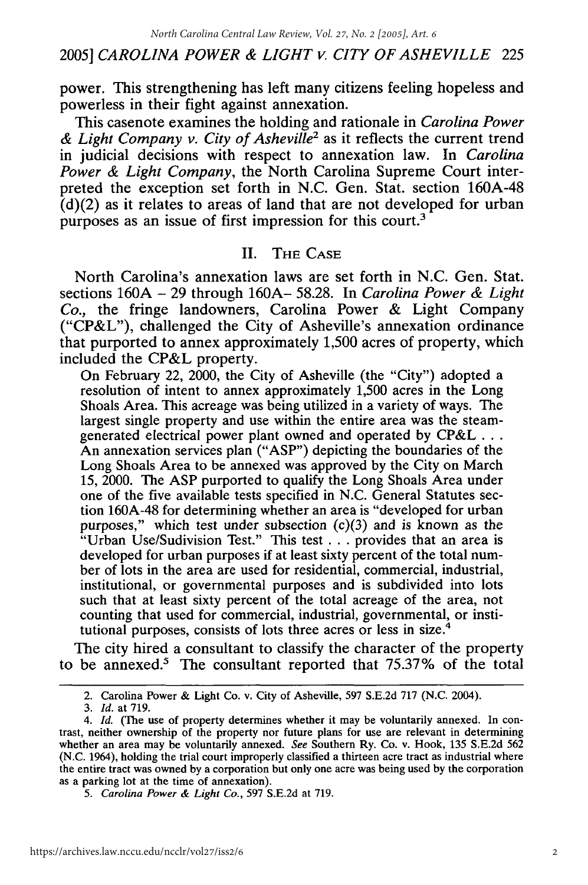power. This strengthening has left many citizens feeling hopeless and powerless in their fight against annexation.

This casenote examines the holding and rationale in *Carolina Power & Light Company v. City of Asheville*[2] as it reflects the current trend in judicial decisions with respect to annexation law. In *Carolina Power & Light Company*, the North Carolina Supreme Court interpreted the exception set forth in N.C. Gen. Stat. section 160A-48 (d)(2) as it relates to areas of land that are not developed for urban purposes as an issue of first impression for this court.[3]

## II. THE CASE

North Carolina's annexation laws are set forth in N.C. Gen. Stat. sections 160A – 29 through 160A– 58.28. In *Carolina Power & Light Co.*, the fringe landowners, Carolina Power & Light Company ("CP&L"), challenged the City of Asheville's annexation ordinance that purported to annex approximately 1,500 acres of property, which included the CP&L property.

> On February 22, 2000, the City of Asheville (the "City") adopted a resolution of intent to annex approximately 1,500 acres in the Long Shoals Area. This acreage was being utilized in a variety of ways. The largest single property and use within the entire area was the steam-generated electrical power plant owned and operated by CP&L . . . An annexation services plan ("ASP") depicting the boundaries of the Long Shoals Area to be annexed was approved by the City on March 15, 2000. The ASP purported to qualify the Long Shoals Area under one of the five available tests specified in N.C. General Statutes section 160A-48 for determining whether an area is "developed for urban purposes," which test under subsection (c)(3) and is known as the "Urban Use/Sudivision Test." This test . . . provides that an area is developed for urban purposes if at least sixty percent of the total number of lots in the area are used for residential, commercial, industrial, institutional, or governmental purposes and is subdivided into lots such that at least sixty percent of the total acreage of the area, not counting that used for commercial, industrial, governmental, or institutional purposes, consists of lots three acres or less in size.[4]

The city hired a consultant to classify the character of the property to be annexed.[5] The consultant reported that 75.37% of the total

---

2. Carolina Power & Light Co. v. City of Asheville, 597 S.E.2d 717 (N.C. 2004).

3. *Id.* at 719.

4. *Id.* (The use of property determines whether it may be voluntarily annexed. In contrast, neither ownership of the property nor future plans for use are relevant in determining whether an area may be voluntarily annexed. *See* Southern Ry. Co. v. Hook, 135 S.E.2d 562 (N.C. 1964), holding the trial court improperly classified a thirteen acre tract as industrial where the entire tract was owned by a corporation but only one acre was being used by the corporation as a parking lot at the time of annexation).

5. *Carolina Power & Light Co.*, 597 S.E.2d at 719.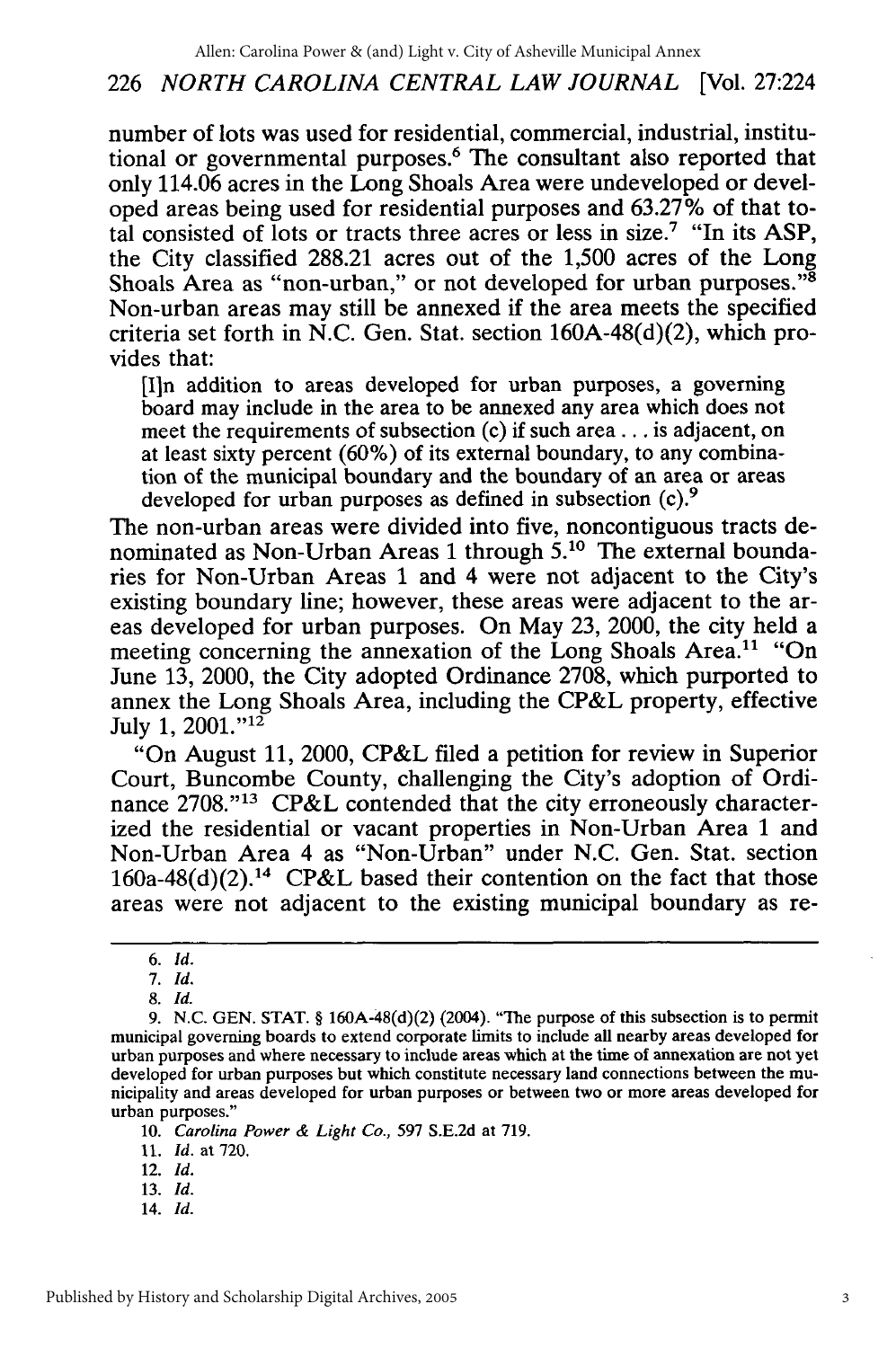number of lots was used for residential, commercial, industrial, institutional or governmental purposes.[6] The consultant also reported that only 114.06 acres in the Long Shoals Area were undeveloped or developed areas being used for residential purposes and 63.27% of that total consisted of lots or tracts three acres or less in size.[7] "In its ASP, the City classified 288.21 acres out of the 1,500 acres of the Long Shoals Area as "non-urban," or not developed for urban purposes."[8] Non-urban areas may still be annexed if the area meets the specified criteria set forth in N.C. Gen. Stat. section 160A-48(d)(2), which provides that:

> [I]n addition to areas developed for urban purposes, a governing board may include in the area to be annexed any area which does not meet the requirements of subsection (c) if such area . . . is adjacent, on at least sixty percent (60%) of its external boundary, to any combination of the municipal boundary and the boundary of an area or areas developed for urban purposes as defined in subsection (c).[9]

The non-urban areas were divided into five, noncontiguous tracts denominated as Non-Urban Areas 1 through 5.[10] The external boundaries for Non-Urban Areas 1 and 4 were not adjacent to the City's existing boundary line; however, these areas were adjacent to the areas developed for urban purposes. On May 23, 2000, the city held a meeting concerning the annexation of the Long Shoals Area.[11] "On June 13, 2000, the City adopted Ordinance 2708, which purported to annex the Long Shoals Area, including the CP&L property, effective July 1, 2001."[12]

"On August 11, 2000, CP&L filed a petition for review in Superior Court, Buncombe County, challenging the City's adoption of Ordinance 2708."[13] CP&L contended that the city erroneously characterized the residential or vacant properties in Non-Urban Area 1 and Non-Urban Area 4 as "Non-Urban" under N.C. Gen. Stat. section 160a-48(d)(2).[14] CP&L based their contention on the fact that those areas were not adjacent to the existing municipal boundary as re-

---

6. *Id.*

7. *Id.*

8. *Id.*

9. N.C. GEN. STAT. § 160A-48(d)(2) (2004). "The purpose of this subsection is to permit municipal governing boards to extend corporate limits to include all nearby areas developed for urban purposes and where necessary to include areas which at the time of annexation are not yet developed for urban purposes but which constitute necessary land connections between the municipality and areas developed for urban purposes or between two or more areas developed for urban purposes."

10. *Carolina Power & Light Co.*, 597 S.E.2d at 719.

11. *Id.* at 720.

12. *Id.*

13. *Id.*

14. *Id.*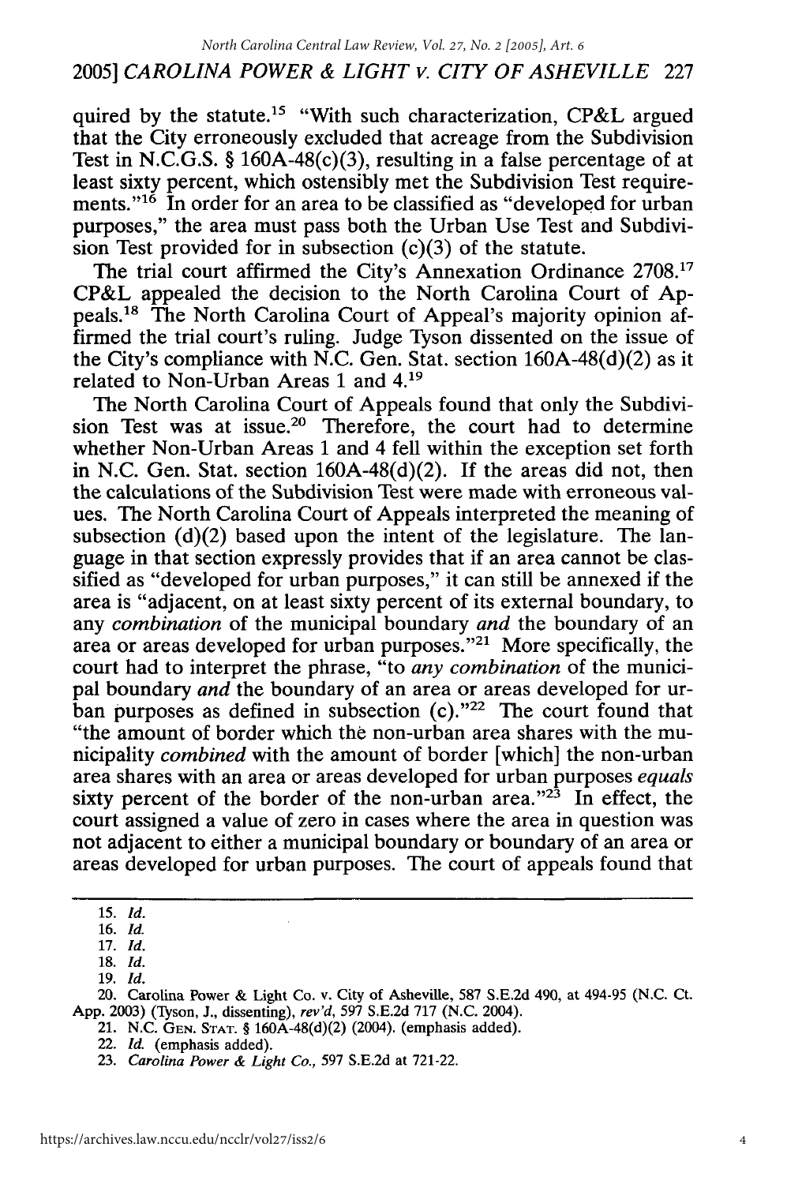quired by the statute.[15] "With such characterization, CP&L argued that the City erroneously excluded that acreage from the Subdivision Test in N.C.G.S. § 160A-48(c)(3), resulting in a false percentage of at least sixty percent, which ostensibly met the Subdivision Test requirements."[16] In order for an area to be classified as "developed for urban purposes," the area must pass both the Urban Use Test and Subdivision Test provided for in subsection (c)(3) of the statute.

The trial court affirmed the City's Annexation Ordinance 2708.[17] CP&L appealed the decision to the North Carolina Court of Appeals.[18] The North Carolina Court of Appeal's majority opinion affirmed the trial court's ruling. Judge Tyson dissented on the issue of the City's compliance with N.C. Gen. Stat. section 160A-48(d)(2) as it related to Non-Urban Areas 1 and 4.[19]

The North Carolina Court of Appeals found that only the Subdivision Test was at issue.[20] Therefore, the court had to determine whether Non-Urban Areas 1 and 4 fell within the exception set forth in N.C. Gen. Stat. section 160A-48(d)(2). If the areas did not, then the calculations of the Subdivision Test were made with erroneous values. The North Carolina Court of Appeals interpreted the meaning of subsection (d)(2) based upon the intent of the legislature. The language in that section expressly provides that if an area cannot be classified as "developed for urban purposes," it can still be annexed if the area is "adjacent, on at least sixty percent of its external boundary, to any *combination* of the municipal boundary *and* the boundary of an area or areas developed for urban purposes."[21] More specifically, the court had to interpret the phrase, "to *any combination* of the municipal boundary *and* the boundary of an area or areas developed for urban purposes as defined in subsection (c)."[22] The court found that "the amount of border which the non-urban area shares with the municipality *combined* with the amount of border [which] the non-urban area shares with an area or areas developed for urban purposes *equals* sixty percent of the border of the non-urban area."[23] In effect, the court assigned a value of zero in cases where the area in question was not adjacent to either a municipal boundary or boundary of an area or areas developed for urban purposes. The court of appeals found that

15. *Id.*
16. *Id.*
17. *Id.*
18. *Id.*
19. *Id.*
20. Carolina Power & Light Co. v. City of Asheville, 587 S.E.2d 490, at 494-95 (N.C. Ct. App. 2003) (Tyson, J., dissenting), *rev'd*, 597 S.E.2d 717 (N.C. 2004).
21. N.C. GEN. STAT. § 160A-48(d)(2) (2004). (emphasis added).
22. *Id.* (emphasis added).
23. *Carolina Power & Light Co.*, 597 S.E.2d at 721-22.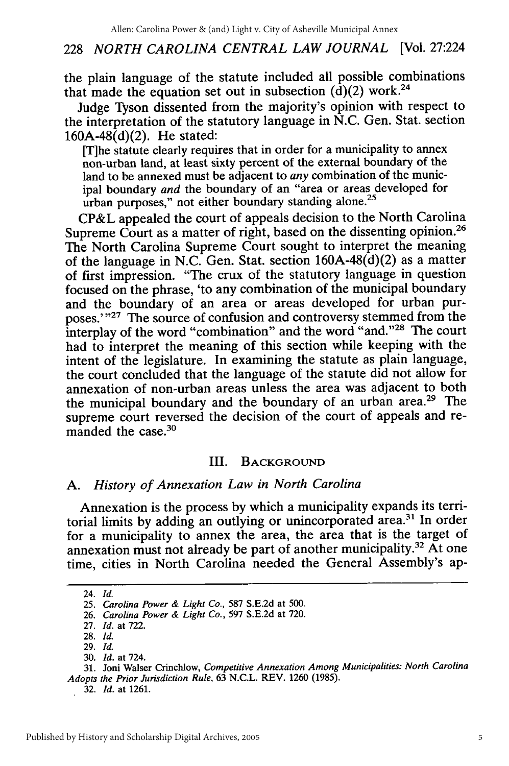the plain language of the statute included all possible combinations that made the equation set out in subsection (d)(2) work.[24]

Judge Tyson dissented from the majority's opinion with respect to the interpretation of the statutory language in N.C. Gen. Stat. section 160A-48(d)(2). He stated:

> [T]he statute clearly requires that in order for a municipality to annex non-urban land, at least sixty percent of the external boundary of the land to be annexed must be adjacent to *any* combination of the municipal boundary *and* the boundary of an "area or areas developed for urban purposes," not either boundary standing alone.[25]

CP&L appealed the court of appeals decision to the North Carolina Supreme Court as a matter of right, based on the dissenting opinion.[26] The North Carolina Supreme Court sought to interpret the meaning of the language in N.C. Gen. Stat. section 160A-48(d)(2) as a matter of first impression. "The crux of the statutory language in question focused on the phrase, 'to any combination of the municipal boundary and the boundary of an area or areas developed for urban purposes.'"[27] The source of confusion and controversy stemmed from the interplay of the word "combination" and the word "and."[28] The court had to interpret the meaning of this section while keeping with the intent of the legislature. In examining the statute as plain language, the court concluded that the language of the statute did not allow for annexation of non-urban areas unless the area was adjacent to both the municipal boundary and the boundary of an urban area.[29] The supreme court reversed the decision of the court of appeals and remanded the case.[30]

## III. Background

### A. *History of Annexation Law in North Carolina*

Annexation is the process by which a municipality expands its territorial limits by adding an outlying or unincorporated area.[31] In order for a municipality to annex the area, the area that is the target of annexation must not already be part of another municipality.[32] At one time, cities in North Carolina needed the General Assembly's ap-

---

24. *Id.*

25. *Carolina Power & Light Co.*, 587 S.E.2d at 500.

26. *Carolina Power & Light Co.*, 597 S.E.2d at 720.

27. *Id.* at 722.

28. *Id.*

29. *Id.*

30. *Id.* at 724.

31. Joni Walser Crinchlow, *Competitive Annexation Among Municipalities: North Carolina Adopts the Prior Jurisdiction Rule*, 63 N.C.L. REV. 1260 (1985).

32. *Id.* at 1261.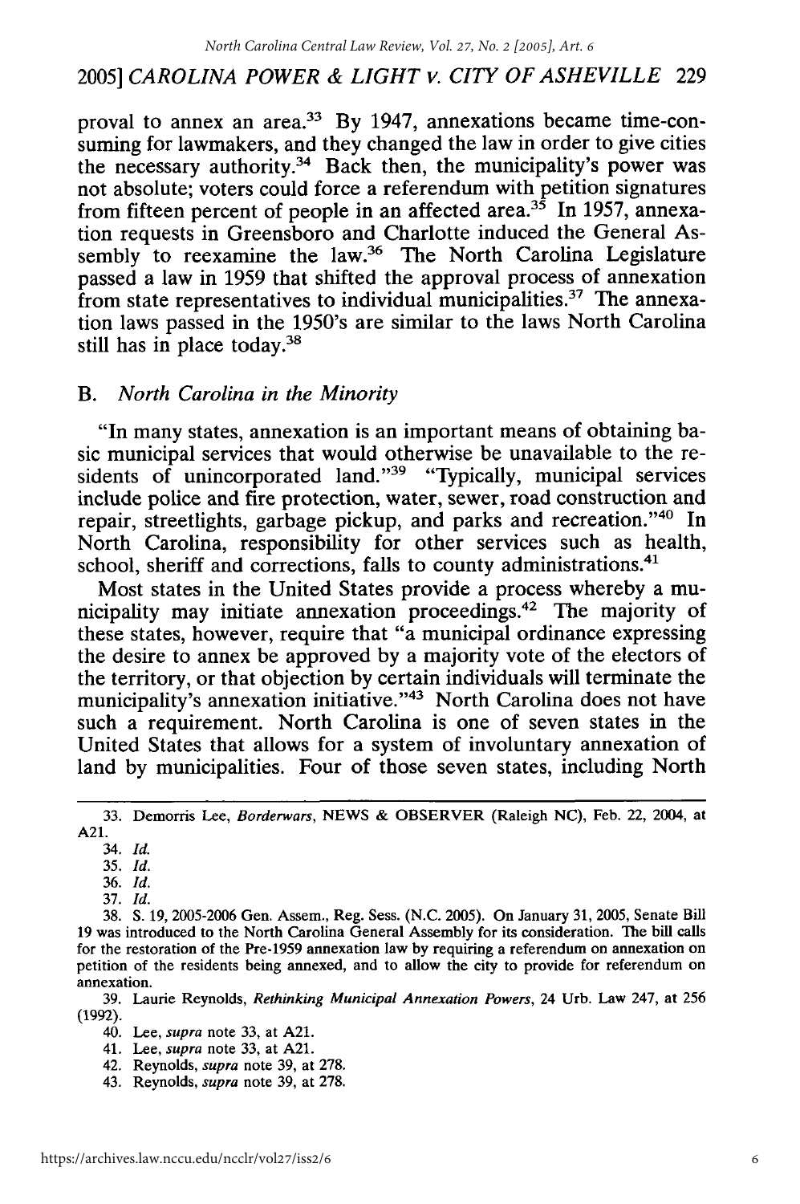proval to annex an area.[33] By 1947, annexations became time-consuming for lawmakers, and they changed the law in order to give cities the necessary authority.[34] Back then, the municipality's power was not absolute; voters could force a referendum with petition signatures from fifteen percent of people in an affected area.[35] In 1957, annexation requests in Greensboro and Charlotte induced the General Assembly to reexamine the law.[36] The North Carolina Legislature passed a law in 1959 that shifted the approval process of annexation from state representatives to individual municipalities.[37] The annexation laws passed in the 1950's are similar to the laws North Carolina still has in place today.[38]

## B. *North Carolina in the Minority*

"In many states, annexation is an important means of obtaining basic municipal services that would otherwise be unavailable to the residents of unincorporated land."[39] "Typically, municipal services include police and fire protection, water, sewer, road construction and repair, streetlights, garbage pickup, and parks and recreation."[40] In North Carolina, responsibility for other services such as health, school, sheriff and corrections, falls to county administrations.[41]

Most states in the United States provide a process whereby a municipality may initiate annexation proceedings.[42] The majority of these states, however, require that "a municipal ordinance expressing the desire to annex be approved by a majority vote of the electors of the territory, or that objection by certain individuals will terminate the municipality's annexation initiative."[43] North Carolina does not have such a requirement. North Carolina is one of seven states in the United States that allows for a system of involuntary annexation of land by municipalities. Four of those seven states, including North

---

33. Demorris Lee, *Borderwars*, NEWS & OBSERVER (Raleigh NC), Feb. 22, 2004, at A21.

34. *Id.*

35. *Id.*

36. *Id.*

37. *Id.*

38. S. 19, 2005-2006 Gen. Assem., Reg. Sess. (N.C. 2005). On January 31, 2005, Senate Bill 19 was introduced to the North Carolina General Assembly for its consideration. The bill calls for the restoration of the Pre-1959 annexation law by requiring a referendum on annexation on petition of the residents being annexed, and to allow the city to provide for referendum on annexation.

39. Laurie Reynolds, *Rethinking Municipal Annexation Powers*, 24 Urb. Law 247, at 256 (1992).

40. Lee, *supra* note 33, at A21.

41. Lee, *supra* note 33, at A21.

42. Reynolds, *supra* note 39, at 278.

43. Reynolds, *supra* note 39, at 278.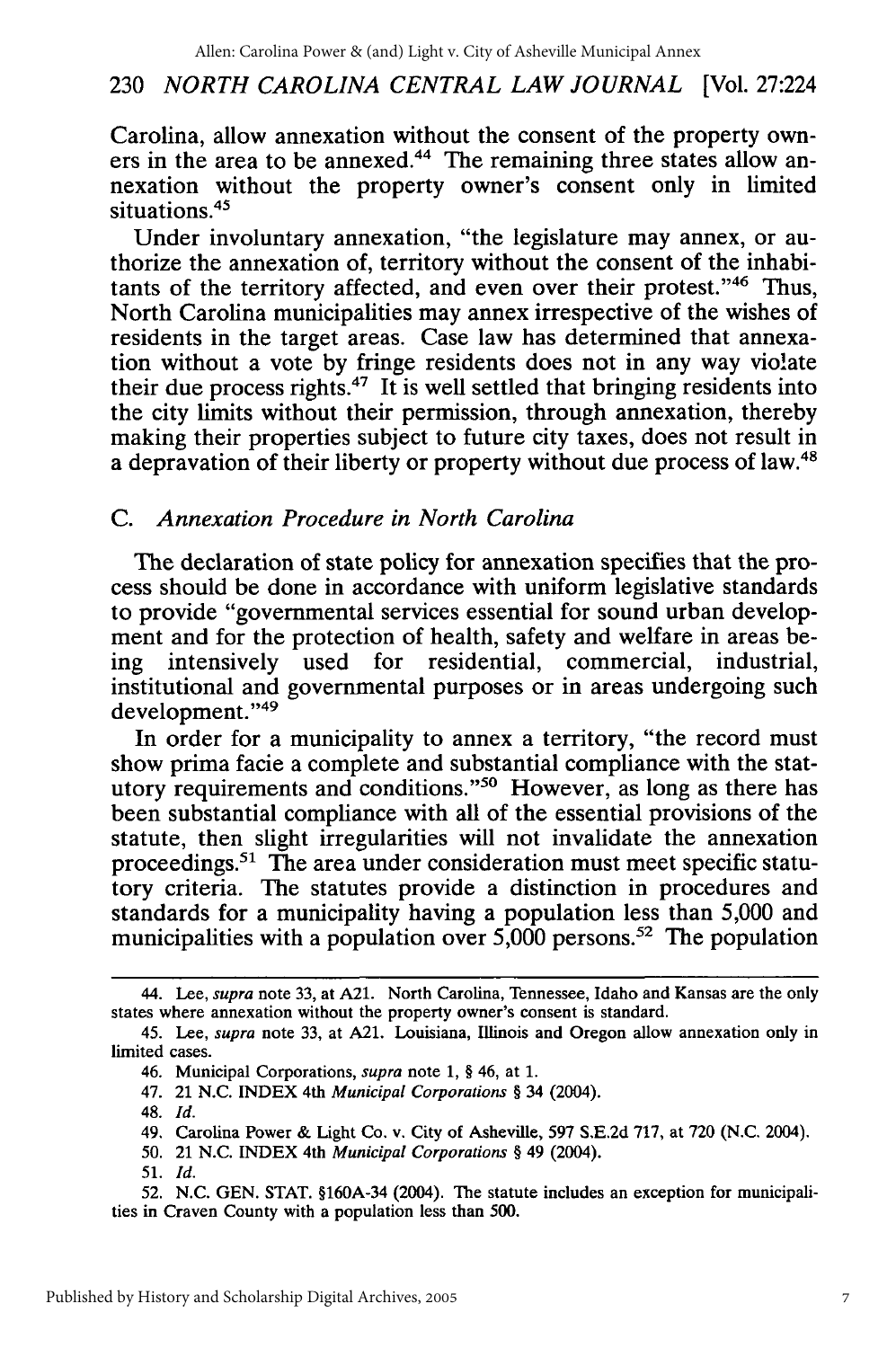Carolina, allow annexation without the consent of the property owners in the area to be annexed.[44] The remaining three states allow annexation without the property owner's consent only in limited situations.[45]

Under involuntary annexation, "the legislature may annex, or authorize the annexation of, territory without the consent of the inhabitants of the territory affected, and even over their protest."[46] Thus, North Carolina municipalities may annex irrespective of the wishes of residents in the target areas. Case law has determined that annexation without a vote by fringe residents does not in any way violate their due process rights.[47] It is well settled that bringing residents into the city limits without their permission, through annexation, thereby making their properties subject to future city taxes, does not result in a depravation of their liberty or property without due process of law.[48]

### C. *Annexation Procedure in North Carolina*

The declaration of state policy for annexation specifies that the process should be done in accordance with uniform legislative standards to provide "governmental services essential for sound urban development and for the protection of health, safety and welfare in areas being intensively used for residential, commercial, industrial, institutional and governmental purposes or in areas undergoing such development."[49]

In order for a municipality to annex a territory, "the record must show prima facie a complete and substantial compliance with the statutory requirements and conditions."[50] However, as long as there has been substantial compliance with all of the essential provisions of the statute, then slight irregularities will not invalidate the annexation proceedings.[51] The area under consideration must meet specific statutory criteria. The statutes provide a distinction in procedures and standards for a municipality having a population less than 5,000 and municipalities with a population over 5,000 persons.[52] The population

---

44. Lee, *supra* note 33, at A21. North Carolina, Tennessee, Idaho and Kansas are the only states where annexation without the property owner's consent is standard.

45. Lee, *supra* note 33, at A21. Louisiana, Illinois and Oregon allow annexation only in limited cases.

46. Municipal Corporations, *supra* note 1, § 46, at 1.

47. 21 N.C. INDEX 4th *Municipal Corporations* § 34 (2004).

48. *Id.*

49. Carolina Power & Light Co. v. City of Asheville, 597 S.E.2d 717, at 720 (N.C. 2004).

50. 21 N.C. INDEX 4th *Municipal Corporations* § 49 (2004).

51. *Id.*

52. N.C. GEN. STAT. §160A-34 (2004). The statute includes an exception for municipalities in Craven County with a population less than 500.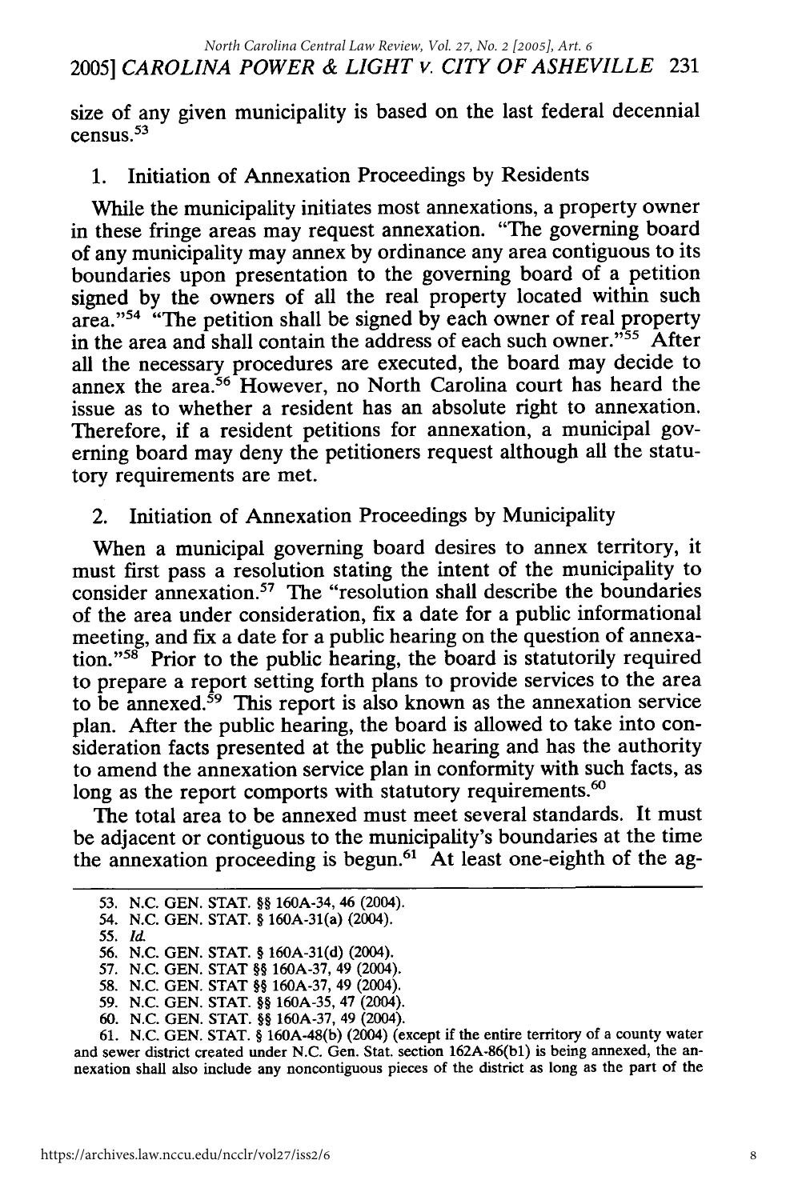size of any given municipality is based on the last federal decennial census.[53]

### 1. Initiation of Annexation Proceedings by Residents

While the municipality initiates most annexations, a property owner in these fringe areas may request annexation. "The governing board of any municipality may annex by ordinance any area contiguous to its boundaries upon presentation to the governing board of a petition signed by the owners of all the real property located within such area."[54] "The petition shall be signed by each owner of real property in the area and shall contain the address of each such owner."[55] After all the necessary procedures are executed, the board may decide to annex the area.[56] However, no North Carolina court has heard the issue as to whether a resident has an absolute right to annexation. Therefore, if a resident petitions for annexation, a municipal governing board may deny the petitioners request although all the statutory requirements are met.

### 2. Initiation of Annexation Proceedings by Municipality

When a municipal governing board desires to annex territory, it must first pass a resolution stating the intent of the municipality to consider annexation.[57] The "resolution shall describe the boundaries of the area under consideration, fix a date for a public informational meeting, and fix a date for a public hearing on the question of annexation."[58] Prior to the public hearing, the board is statutorily required to prepare a report setting forth plans to provide services to the area to be annexed.[59] This report is also known as the annexation service plan. After the public hearing, the board is allowed to take into consideration facts presented at the public hearing and has the authority to amend the annexation service plan in conformity with such facts, as long as the report comports with statutory requirements.[60]

The total area to be annexed must meet several standards. It must be adjacent or contiguous to the municipality's boundaries at the time the annexation proceeding is begun.[61] At least one-eighth of the ag-

---

53. N.C. GEN. STAT. §§ 160A-34, 46 (2004).

54. N.C. GEN. STAT. § 160A-31(a) (2004).

55. *Id.*

56. N.C. GEN. STAT. § 160A-31(d) (2004).

57. N.C. GEN. STAT §§ 160A-37, 49 (2004).

58. N.C. GEN. STAT §§ 160A-37, 49 (2004).

59. N.C. GEN. STAT. §§ 160A-35, 47 (2004).

60. N.C. GEN. STAT. §§ 160A-37, 49 (2004).

61. N.C. GEN. STAT. § 160A-48(b) (2004) (except if the entire territory of a county water and sewer district created under N.C. Gen. Stat. section 162A-86(b1) is being annexed, the annexation shall also include any noncontiguous pieces of the district as long as the part of the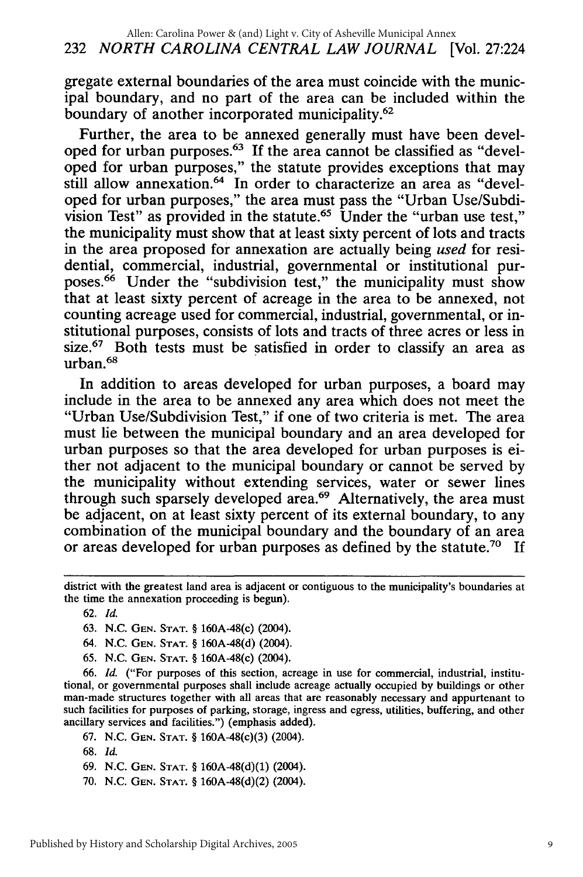gregate external boundaries of the area must coincide with the municipal boundary, and no part of the area can be included within the boundary of another incorporated municipality.[62]

Further, the area to be annexed generally must have been developed for urban purposes.[63] If the area cannot be classified as "developed for urban purposes," the statute provides exceptions that may still allow annexation.[64] In order to characterize an area as "developed for urban purposes," the area must pass the "Urban Use/Subdivision Test" as provided in the statute.[65] Under the "urban use test," the municipality must show that at least sixty percent of lots and tracts in the area proposed for annexation are actually being *used* for residential, commercial, industrial, governmental or institutional purposes.[66] Under the "subdivision test," the municipality must show that at least sixty percent of acreage in the area to be annexed, not counting acreage used for commercial, industrial, governmental, or institutional purposes, consists of lots and tracts of three acres or less in size.[67] Both tests must be satisfied in order to classify an area as urban.[68]

In addition to areas developed for urban purposes, a board may include in the area to be annexed any area which does not meet the "Urban Use/Subdivision Test," if one of two criteria is met. The area must lie between the municipal boundary and an area developed for urban purposes so that the area developed for urban purposes is either not adjacent to the municipal boundary or cannot be served by the municipality without extending services, water or sewer lines through such sparsely developed area.[69] Alternatively, the area must be adjacent, on at least sixty percent of its external boundary, to any combination of the municipal boundary and the boundary of an area or areas developed for urban purposes as defined by the statute.[70] If

---

district with the greatest land area is adjacent or contiguous to the municipality's boundaries at the time the annexation proceeding is begun).

62. *Id.*

63. N.C. GEN. STAT. § 160A-48(c) (2004).

64. N.C. GEN. STAT. § 160A-48(d) (2004).

65. N.C. GEN. STAT. § 160A-48(c) (2004).

66. *Id.* ("For purposes of this section, acreage in use for commercial, industrial, institutional, or governmental purposes shall include acreage actually occupied by buildings or other man-made structures together with all areas that are reasonably necessary and appurtenant to such facilities for purposes of parking, storage, ingress and egress, utilities, buffering, and other ancillary services and facilities.") (emphasis added).

67. N.C. GEN. STAT. § 160A-48(c)(3) (2004).

68. *Id.*

69. N.C. GEN. STAT. § 160A-48(d)(1) (2004).

70. N.C. GEN. STAT. § 160A-48(d)(2) (2004).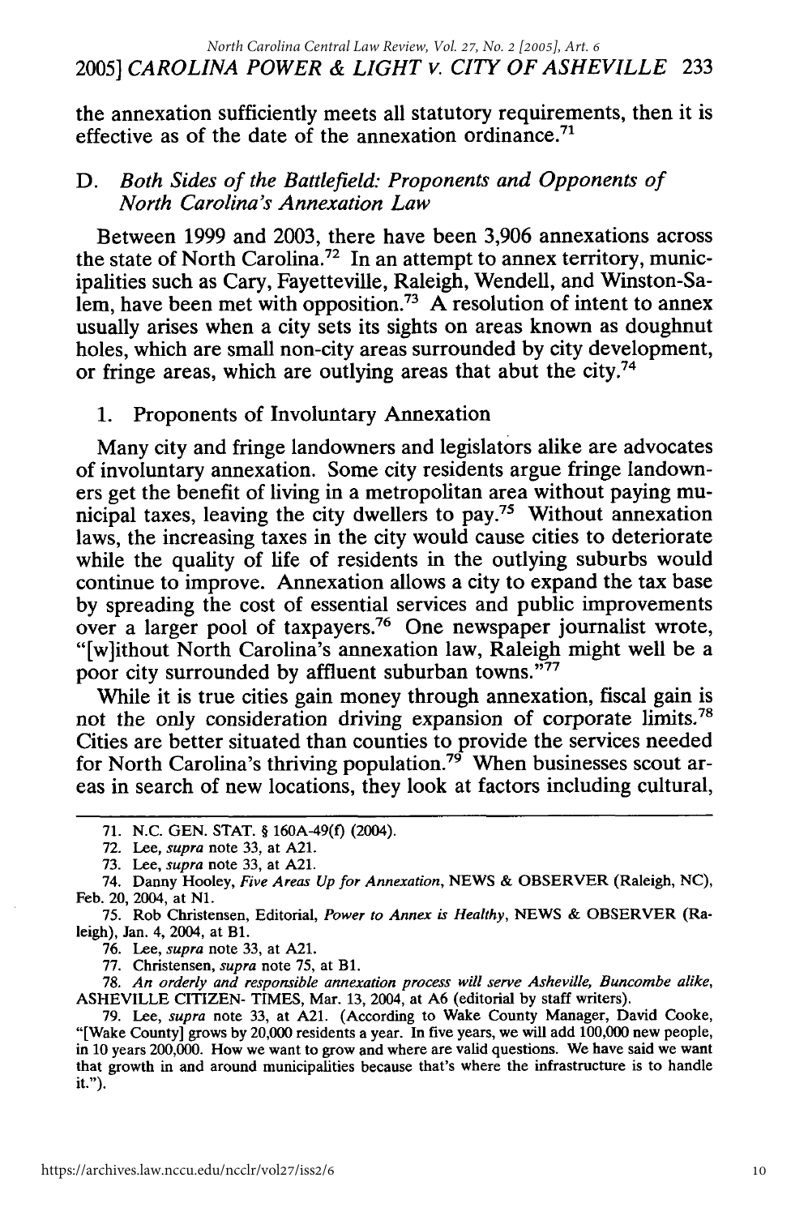the annexation sufficiently meets all statutory requirements, then it is effective as of the date of the annexation ordinance.[71]

### D. *Both Sides of the Battlefield: Proponents and Opponents of North Carolina's Annexation Law*

Between 1999 and 2003, there have been 3,906 annexations across the state of North Carolina.[72] In an attempt to annex territory, municipalities such as Cary, Fayetteville, Raleigh, Wendell, and Winston-Salem, have been met with opposition.[73] A resolution of intent to annex usually arises when a city sets its sights on areas known as doughnut holes, which are small non-city areas surrounded by city development, or fringe areas, which are outlying areas that abut the city.[74]

#### 1. Proponents of Involuntary Annexation

Many city and fringe landowners and legislators alike are advocates of involuntary annexation. Some city residents argue fringe landowners get the benefit of living in a metropolitan area without paying municipal taxes, leaving the city dwellers to pay.[75] Without annexation laws, the increasing taxes in the city would cause cities to deteriorate while the quality of life of residents in the outlying suburbs would continue to improve. Annexation allows a city to expand the tax base by spreading the cost of essential services and public improvements over a larger pool of taxpayers.[76] One newspaper journalist wrote, "[w]ithout North Carolina's annexation law, Raleigh might well be a poor city surrounded by affluent suburban towns."[77]

While it is true cities gain money through annexation, fiscal gain is not the only consideration driving expansion of corporate limits.[78] Cities are better situated than counties to provide the services needed for North Carolina's thriving population.[79] When businesses scout areas in search of new locations, they look at factors including cultural,

---

71. N.C. GEN. STAT. § 160A-49(f) (2004).

72. Lee, *supra* note 33, at A21.

73. Lee, *supra* note 33, at A21.

74. Danny Hooley, *Five Areas Up for Annexation*, NEWS & OBSERVER (Raleigh, NC), Feb. 20, 2004, at N1.

75. Rob Christensen, Editorial, *Power to Annex is Healthy*, NEWS & OBSERVER (Raleigh), Jan. 4, 2004, at B1.

76. Lee, *supra* note 33, at A21.

77. Christensen, *supra* note 75, at B1.

78. *An orderly and responsible annexation process will serve Asheville, Buncombe alike*, ASHEVILLE CITIZEN- TIMES, Mar. 13, 2004, at A6 (editorial by staff writers).

79. Lee, *supra* note 33, at A21. (According to Wake County Manager, David Cooke, "[Wake County] grows by 20,000 residents a year. In five years, we will add 100,000 new people, in 10 years 200,000. How we want to grow and where are valid questions. We have said we want that growth in and around municipalities because that's where the infrastructure is to handle it.").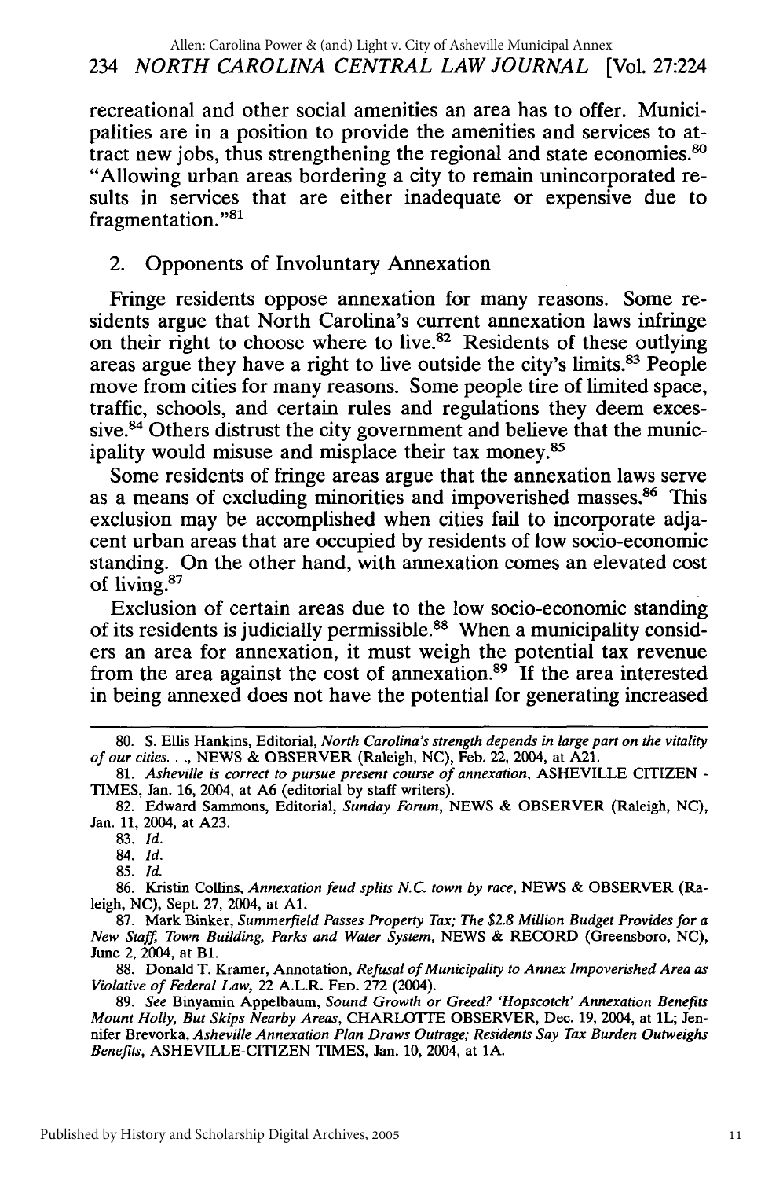recreational and other social amenities an area has to offer. Municipalities are in a position to provide the amenities and services to attract new jobs, thus strengthening the regional and state economies.[80] "Allowing urban areas bordering a city to remain unincorporated results in services that are either inadequate or expensive due to fragmentation."[81]

### 2. Opponents of Involuntary Annexation

Fringe residents oppose annexation for many reasons. Some residents argue that North Carolina's current annexation laws infringe on their right to choose where to live.[82] Residents of these outlying areas argue they have a right to live outside the city's limits.[83] People move from cities for many reasons. Some people tire of limited space, traffic, schools, and certain rules and regulations they deem excessive.[84] Others distrust the city government and believe that the municipality would misuse and misplace their tax money.[85]

Some residents of fringe areas argue that the annexation laws serve as a means of excluding minorities and impoverished masses.[86] This exclusion may be accomplished when cities fail to incorporate adjacent urban areas that are occupied by residents of low socio-economic standing. On the other hand, with annexation comes an elevated cost of living.[87]

Exclusion of certain areas due to the low socio-economic standing of its residents is judicially permissible.[88] When a municipality considers an area for annexation, it must weigh the potential tax revenue from the area against the cost of annexation.[89] If the area interested in being annexed does not have the potential for generating increased

---

80. S. Ellis Hankins, Editorial, *North Carolina's strength depends in large part on the vitality of our cities. . .*, NEWS & OBSERVER (Raleigh, NC), Feb. 22, 2004, at A21.

81. *Asheville is correct to pursue present course of annexation*, ASHEVILLE CITIZEN - TIMES, Jan. 16, 2004, at A6 (editorial by staff writers).

82. Edward Sammons, Editorial, *Sunday Forum*, NEWS & OBSERVER (Raleigh, NC), Jan. 11, 2004, at A23.

83. *Id.*

84. *Id.*

85. *Id.*

86. Kristin Collins, *Annexation feud splits N.C. town by race*, NEWS & OBSERVER (Raleigh, NC), Sept. 27, 2004, at A1.

87. Mark Binker, *Summerfield Passes Property Tax; The $2.8 Million Budget Provides for a New Staff, Town Building, Parks and Water System*, NEWS & RECORD (Greensboro, NC), June 2, 2004, at B1.

88. Donald T. Kramer, Annotation, *Refusal of Municipality to Annex Impoverished Area as Violative of Federal Law*, 22 A.L.R. FED. 272 (2004).

89. *See* Binyamin Appelbaum, *Sound Growth or Greed? 'Hopscotch' Annexation Benefits Mount Holly, But Skips Nearby Areas*, CHARLOTTE OBSERVER, Dec. 19, 2004, at 1L; Jennifer Brevorka, *Asheville Annexation Plan Draws Outrage; Residents Say Tax Burden Outweighs Benefits*, ASHEVILLE-CITIZEN TIMES, Jan. 10, 2004, at 1A.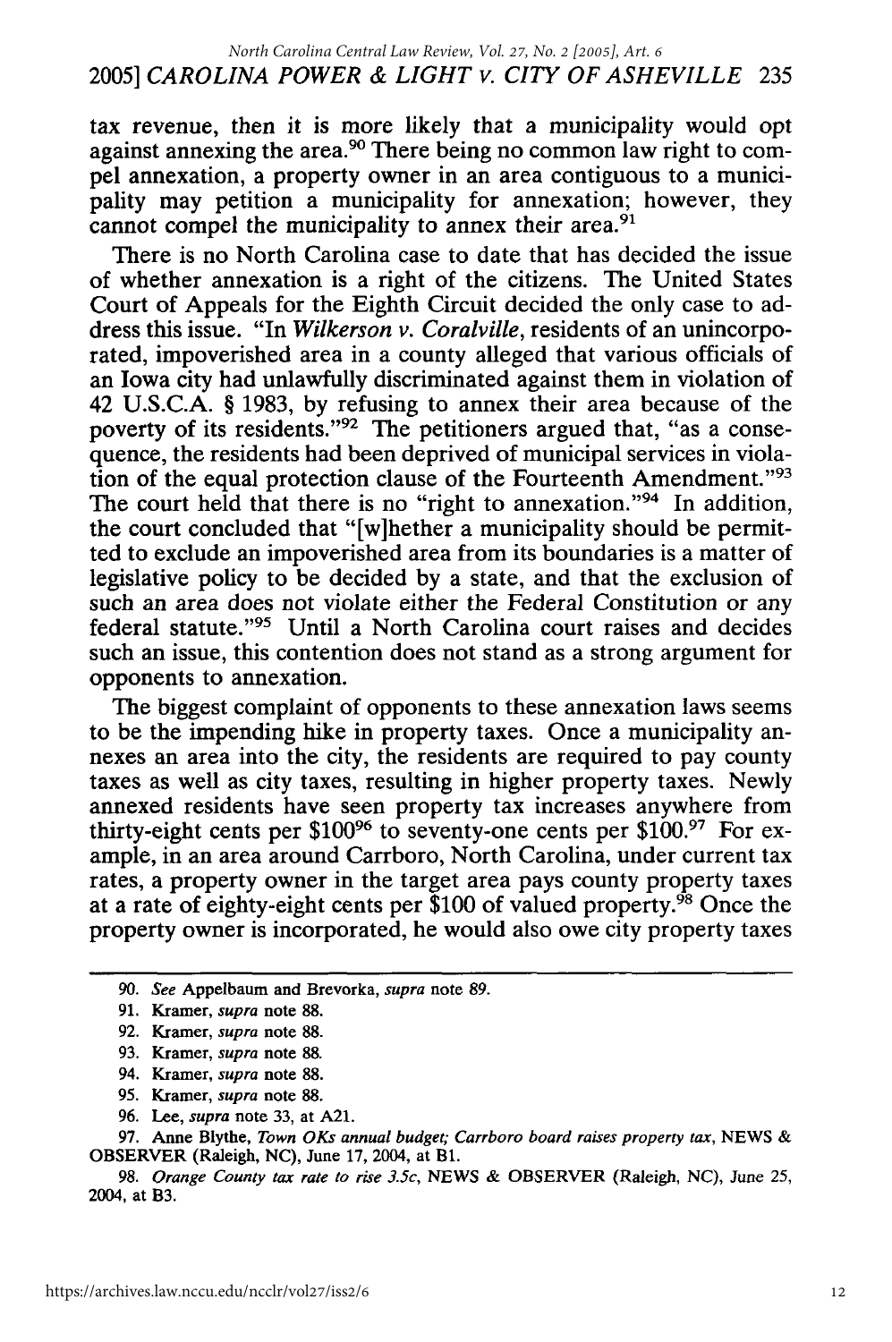tax revenue, then it is more likely that a municipality would opt against annexing the area.[90] There being no common law right to compel annexation, a property owner in an area contiguous to a municipality may petition a municipality for annexation; however, they cannot compel the municipality to annex their area.[91]

There is no North Carolina case to date that has decided the issue of whether annexation is a right of the citizens. The United States Court of Appeals for the Eighth Circuit decided the only case to address this issue. "In *Wilkerson v. Coralville*, residents of an unincorporated, impoverished area in a county alleged that various officials of an Iowa city had unlawfully discriminated against them in violation of 42 U.S.C.A. § 1983, by refusing to annex their area because of the poverty of its residents."[92] The petitioners argued that, "as a consequence, the residents had been deprived of municipal services in violation of the equal protection clause of the Fourteenth Amendment."[93] The court held that there is no "right to annexation."[94] In addition, the court concluded that "[w]hether a municipality should be permitted to exclude an impoverished area from its boundaries is a matter of legislative policy to be decided by a state, and that the exclusion of such an area does not violate either the Federal Constitution or any federal statute."[95] Until a North Carolina court raises and decides such an issue, this contention does not stand as a strong argument for opponents to annexation.

The biggest complaint of opponents to these annexation laws seems to be the impending hike in property taxes. Once a municipality annexes an area into the city, the residents are required to pay county taxes as well as city taxes, resulting in higher property taxes. Newly annexed residents have seen property tax increases anywhere from thirty-eight cents per $100[96] to seventy-one cents per $100.[97] For example, in an area around Carrboro, North Carolina, under current tax rates, a property owner in the target area pays county property taxes at a rate of eighty-eight cents per $100 of valued property.[98] Once the property owner is incorporated, he would also owe city property taxes

90. *See* Appelbaum and Brevorka, *supra* note 89.

91. Kramer, *supra* note 88.

92. Kramer, *supra* note 88.

93. Kramer, *supra* note 88.

94. Kramer, *supra* note 88.

95. Kramer, *supra* note 88.

96. Lee, *supra* note 33, at A21.

97. Anne Blythe, *Town OKs annual budget; Carrboro board raises property tax*, NEWS & OBSERVER (Raleigh, NC), June 17, 2004, at B1.

98. *Orange County tax rate to rise 3.5c*, NEWS & OBSERVER (Raleigh, NC), June 25, 2004, at B3.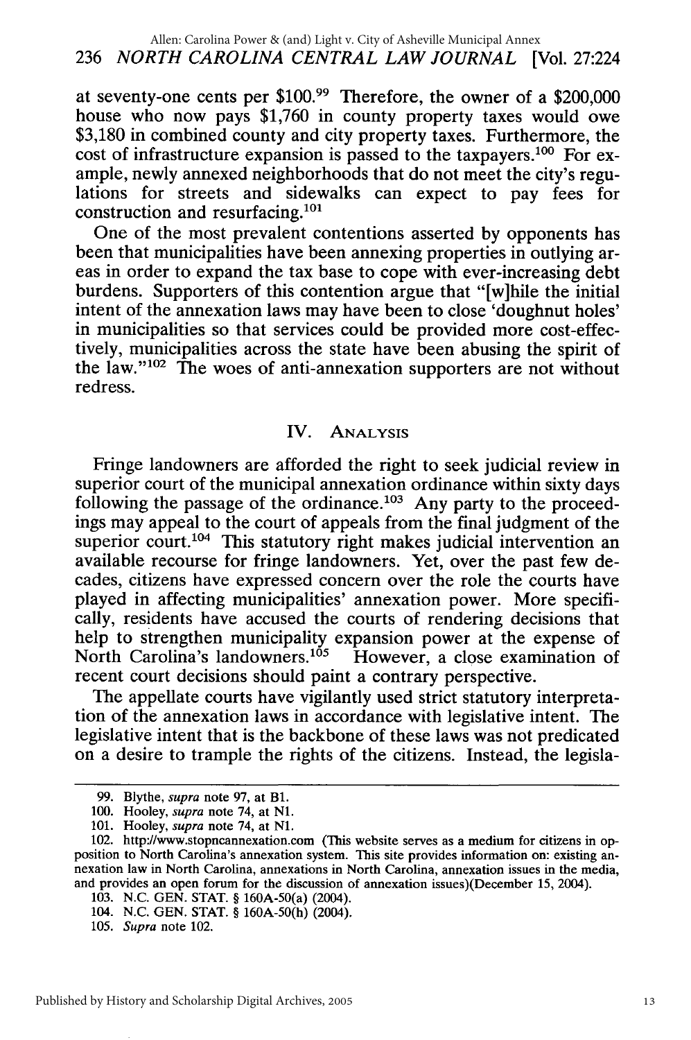at seventy-one cents per $100.[99] Therefore, the owner of a $200,000 house who now pays $1,760 in county property taxes would owe $3,180 in combined county and city property taxes. Furthermore, the cost of infrastructure expansion is passed to the taxpayers.[100] For example, newly annexed neighborhoods that do not meet the city's regulations for streets and sidewalks can expect to pay fees for construction and resurfacing.[101]

One of the most prevalent contentions asserted by opponents has been that municipalities have been annexing properties in outlying areas in order to expand the tax base to cope with ever-increasing debt burdens. Supporters of this contention argue that "[w]hile the initial intent of the annexation laws may have been to close 'doughnut holes' in municipalities so that services could be provided more cost-effectively, municipalities across the state have been abusing the spirit of the law."[102] The woes of anti-annexation supporters are not without redress.

## IV. ANALYSIS

Fringe landowners are afforded the right to seek judicial review in superior court of the municipal annexation ordinance within sixty days following the passage of the ordinance.[103] Any party to the proceedings may appeal to the court of appeals from the final judgment of the superior court.[104] This statutory right makes judicial intervention an available recourse for fringe landowners. Yet, over the past few decades, citizens have expressed concern over the role the courts have played in affecting municipalities' annexation power. More specifically, residents have accused the courts of rendering decisions that help to strengthen municipality expansion power at the expense of North Carolina's landowners.[105] However, a close examination of recent court decisions should paint a contrary perspective.

The appellate courts have vigilantly used strict statutory interpretation of the annexation laws in accordance with legislative intent. The legislative intent that is the backbone of these laws was not predicated on a desire to trample the rights of the citizens. Instead, the legisla-

---

99. Blythe, *supra* note 97, at B1.

100. Hooley, *supra* note 74, at N1.

101. Hooley, *supra* note 74, at N1.

102. http://www.stopncannexation.com (This website serves as a medium for citizens in opposition to North Carolina's annexation system. This site provides information on: existing annexation law in North Carolina, annexations in North Carolina, annexation issues in the media, and provides an open forum for the discussion of annexation issues)(December 15, 2004).

103. N.C. GEN. STAT. § 160A-50(a) (2004).

104. N.C. GEN. STAT. § 160A-50(h) (2004).

105. *Supra* note 102.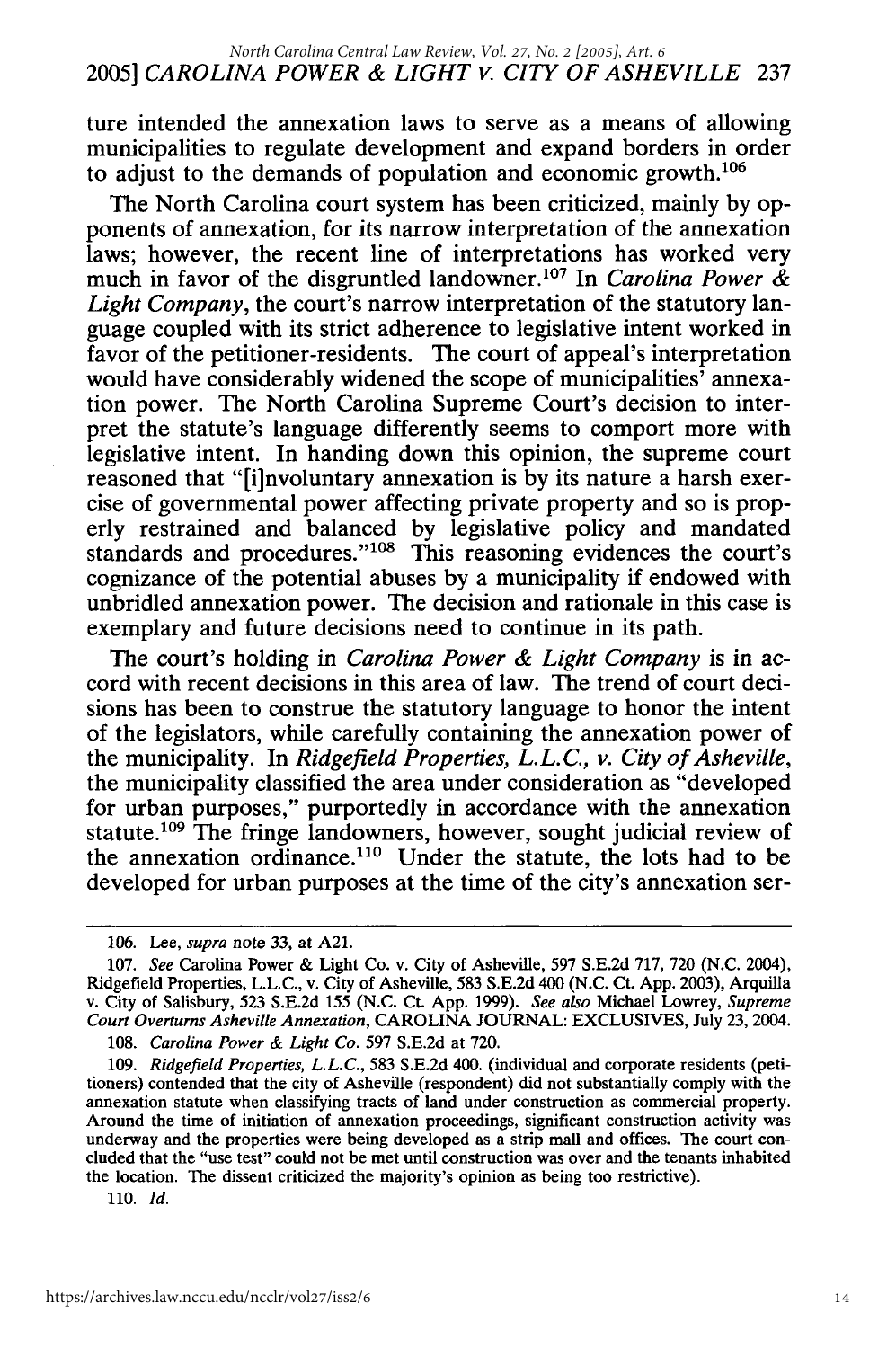ture intended the annexation laws to serve as a means of allowing municipalities to regulate development and expand borders in order to adjust to the demands of population and economic growth.[106]

The North Carolina court system has been criticized, mainly by opponents of annexation, for its narrow interpretation of the annexation laws; however, the recent line of interpretations has worked very much in favor of the disgruntled landowner.[107] In *Carolina Power & Light Company*, the court's narrow interpretation of the statutory language coupled with its strict adherence to legislative intent worked in favor of the petitioner-residents. The court of appeal's interpretation would have considerably widened the scope of municipalities' annexation power. The North Carolina Supreme Court's decision to interpret the statute's language differently seems to comport more with legislative intent. In handing down this opinion, the supreme court reasoned that "[i]nvoluntary annexation is by its nature a harsh exercise of governmental power affecting private property and so is properly restrained and balanced by legislative policy and mandated standards and procedures."[108] This reasoning evidences the court's cognizance of the potential abuses by a municipality if endowed with unbridled annexation power. The decision and rationale in this case is exemplary and future decisions need to continue in its path.

The court's holding in *Carolina Power & Light Company* is in accord with recent decisions in this area of law. The trend of court decisions has been to construe the statutory language to honor the intent of the legislators, while carefully containing the annexation power of the municipality. In *Ridgefield Properties, L.L.C., v. City of Asheville*, the municipality classified the area under consideration as "developed for urban purposes," purportedly in accordance with the annexation statute.[109] The fringe landowners, however, sought judicial review of the annexation ordinance.[110] Under the statute, the lots had to be developed for urban purposes at the time of the city's annexation ser-

---

106. Lee, *supra* note 33, at A21.

107. *See* Carolina Power & Light Co. v. City of Asheville, 597 S.E.2d 717, 720 (N.C. 2004), Ridgefield Properties, L.L.C., v. City of Asheville, 583 S.E.2d 400 (N.C. Ct. App. 2003), Arquilla v. City of Salisbury, 523 S.E.2d 155 (N.C. Ct. App. 1999). *See also* Michael Lowrey, *Supreme Court Overturns Asheville Annexation*, CAROLINA JOURNAL: EXCLUSIVES, July 23, 2004.

108. *Carolina Power & Light Co.* 597 S.E.2d at 720.

109. *Ridgefield Properties, L.L.C.*, 583 S.E.2d 400. (individual and corporate residents (petitioners) contended that the city of Asheville (respondent) did not substantially comply with the annexation statute when classifying tracts of land under construction as commercial property. Around the time of initiation of annexation proceedings, significant construction activity was underway and the properties were being developed as a strip mall and offices. The court concluded that the "use test" could not be met until construction was over and the tenants inhabited the location. The dissent criticized the majority's opinion as being too restrictive).

110. *Id.*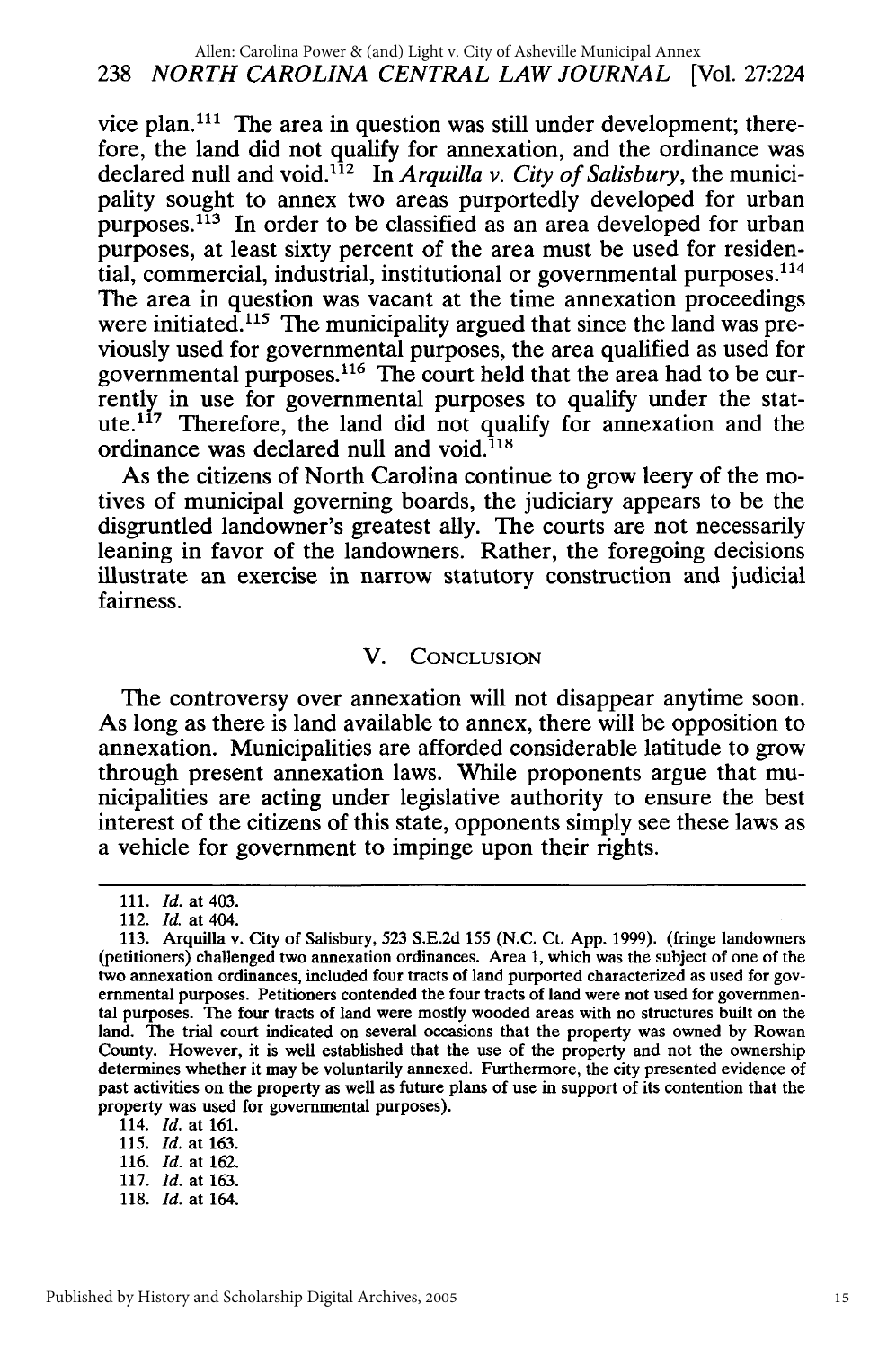vice plan.[111] The area in question was still under development; therefore, the land did not qualify for annexation, and the ordinance was declared null and void.[112] In *Arquilla v. City of Salisbury*, the municipality sought to annex two areas purportedly developed for urban purposes.[113] In order to be classified as an area developed for urban purposes, at least sixty percent of the area must be used for residential, commercial, industrial, institutional or governmental purposes.[114] The area in question was vacant at the time annexation proceedings were initiated.[115] The municipality argued that since the land was previously used for governmental purposes, the area qualified as used for governmental purposes.[116] The court held that the area had to be currently in use for governmental purposes to qualify under the statute.[117] Therefore, the land did not qualify for annexation and the ordinance was declared null and void.[118]

As the citizens of North Carolina continue to grow leery of the motives of municipal governing boards, the judiciary appears to be the disgruntled landowner's greatest ally. The courts are not necessarily leaning in favor of the landowners. Rather, the foregoing decisions illustrate an exercise in narrow statutory construction and judicial fairness.

## V. Conclusion

The controversy over annexation will not disappear anytime soon. As long as there is land available to annex, there will be opposition to annexation. Municipalities are afforded considerable latitude to grow through present annexation laws. While proponents argue that municipalities are acting under legislative authority to ensure the best interest of the citizens of this state, opponents simply see these laws as a vehicle for government to impinge upon their rights.

---

111. *Id.* at 403.

112. *Id.* at 404.

113. Arquilla v. City of Salisbury, 523 S.E.2d 155 (N.C. Ct. App. 1999). (fringe landowners (petitioners) challenged two annexation ordinances. Area 1, which was the subject of one of the two annexation ordinances, included four tracts of land purported characterized as used for governmental purposes. Petitioners contended the four tracts of land were not used for governmental purposes. The four tracts of land were mostly wooded areas with no structures built on the land. The trial court indicated on several occasions that the property was owned by Rowan County. However, it is well established that the use of the property and not the ownership determines whether it may be voluntarily annexed. Furthermore, the city presented evidence of past activities on the property as well as future plans of use in support of its contention that the property was used for governmental purposes).

114. *Id.* at 161.

115. *Id.* at 163.

116. *Id.* at 162.

117. *Id.* at 163.

118. *Id.* at 164.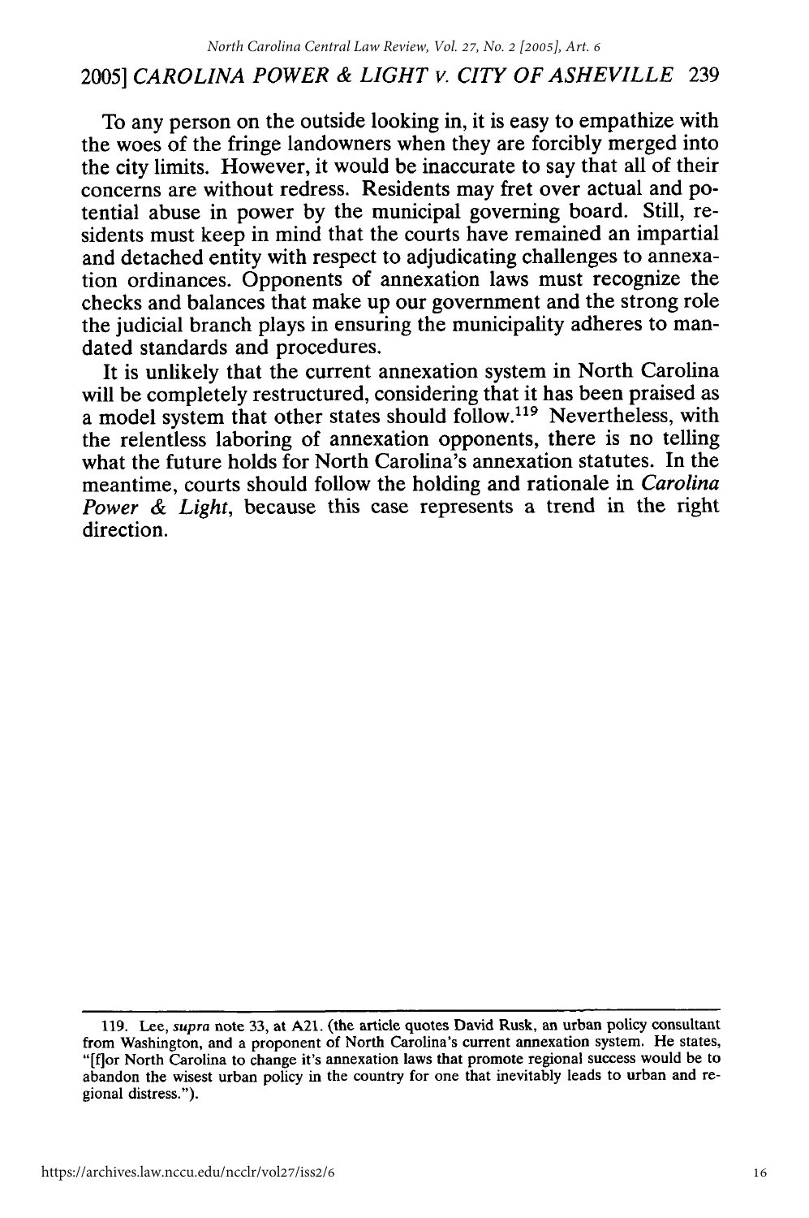To any person on the outside looking in, it is easy to empathize with the woes of the fringe landowners when they are forcibly merged into the city limits. However, it would be inaccurate to say that all of their concerns are without redress. Residents may fret over actual and potential abuse in power by the municipal governing board. Still, residents must keep in mind that the courts have remained an impartial and detached entity with respect to adjudicating challenges to annexation ordinances. Opponents of annexation laws must recognize the checks and balances that make up our government and the strong role the judicial branch plays in ensuring the municipality adheres to mandated standards and procedures.

It is unlikely that the current annexation system in North Carolina will be completely restructured, considering that it has been praised as a model system that other states should follow.[119] Nevertheless, with the relentless laboring of annexation opponents, there is no telling what the future holds for North Carolina's annexation statutes. In the meantime, courts should follow the holding and rationale in *Carolina Power & Light*, because this case represents a trend in the right direction.

---

119. Lee, *supra* note 33, at A21. (the article quotes David Rusk, an urban policy consultant from Washington, and a proponent of North Carolina's current annexation system. He states, "[f]or North Carolina to change it's annexation laws that promote regional success would be to abandon the wisest urban policy in the country for one that inevitably leads to urban and regional distress.").